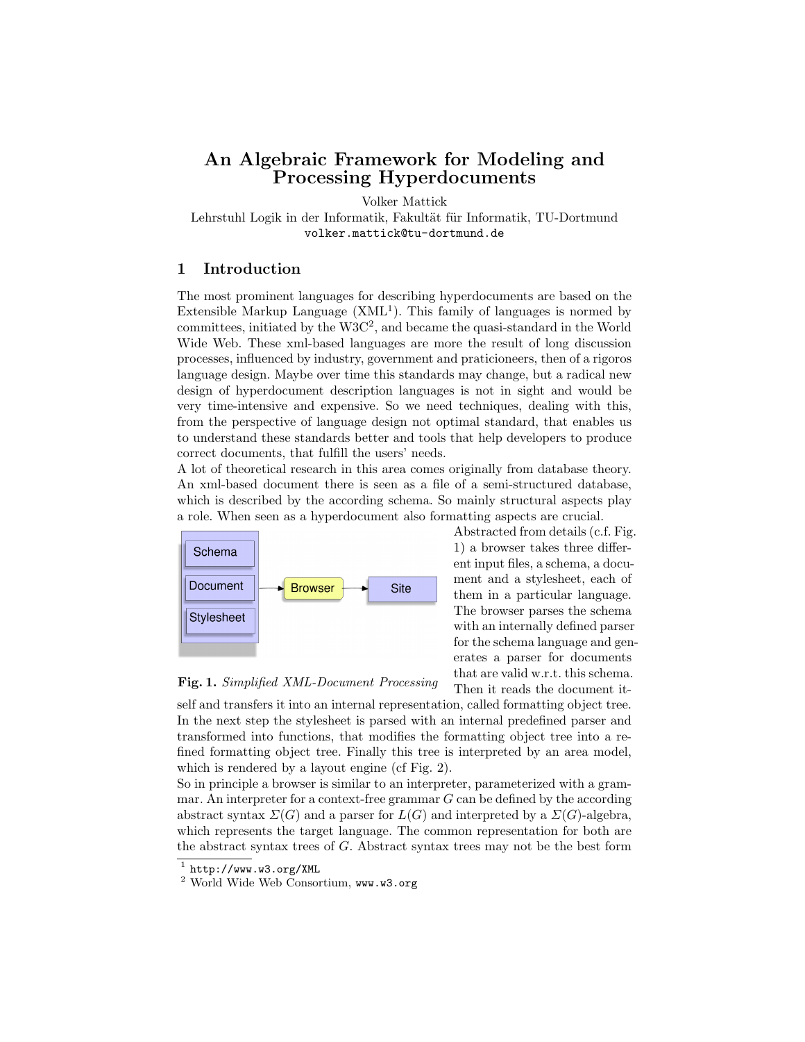# An Algebraic Framework for Modeling and Processing Hyperdocuments

Volker Mattick
Lehrstuhl Logik in der Informatik, Fakultät für Informatik, TU-Dortmund
volker.mattick@tu-dortmund.de

## 1 Introduction

The most prominent languages for describing hyperdocuments are based on the Extensible Markup Language (XML[1]). This family of languages is normed by committees, initiated by the W3C[2], and became the quasi-standard in the World Wide Web. These xml-based languages are more the result of long discussion processes, influenced by industry, government and praticioneers, then of a rigoros language design. Maybe over time this standards may change, but a radical new design of hyperdocument description languages is not in sight and would be very time-intensive and expensive. So we need techniques, dealing with this, from the perspective of language design not optimal standard, that enables us to understand these standards better and tools that help developers to produce correct documents, that fulfill the users' needs.
A lot of theoretical research in this area comes originally from database theory. An xml-based document there is seen as a file of a semi-structured database, which is described by the according schema. So mainly structural aspects play a role. When seen as a hyperdocument also formatting aspects are crucial.

**Fig. 1.** *Simplified XML-Document Processing*

Abstracted from details (c.f. Fig. 1) a browser takes three different input files, a schema, a document and a stylesheet, each of them in a particular language. The browser parses the schema with an internally defined parser for the schema language and generates a parser for documents that are valid w.r.t. this schema. Then it reads the document itself and transfers it into an internal representation, called formatting object tree. In the next step the stylesheet is parsed with an internal predefined parser and transformed into functions, that modifies the formatting object tree into a refined formatting object tree. Finally this tree is interpreted by an area model, which is rendered by a layout engine (cf Fig. 2).
So in principle a browser is similar to an interpreter, parameterized with a grammar. An interpreter for a context-free grammar $G$ can be defined by the according abstract syntax $\Sigma(G)$ and a parser for $L(G)$ and interpreted by a $\Sigma(G)$-algebra, which represents the target language. The common representation for both are the abstract syntax trees of $G$. Abstract syntax trees may not be the best form

[1] http://www.w3.org/XML
[2] World Wide Web Consortium, www.w3.org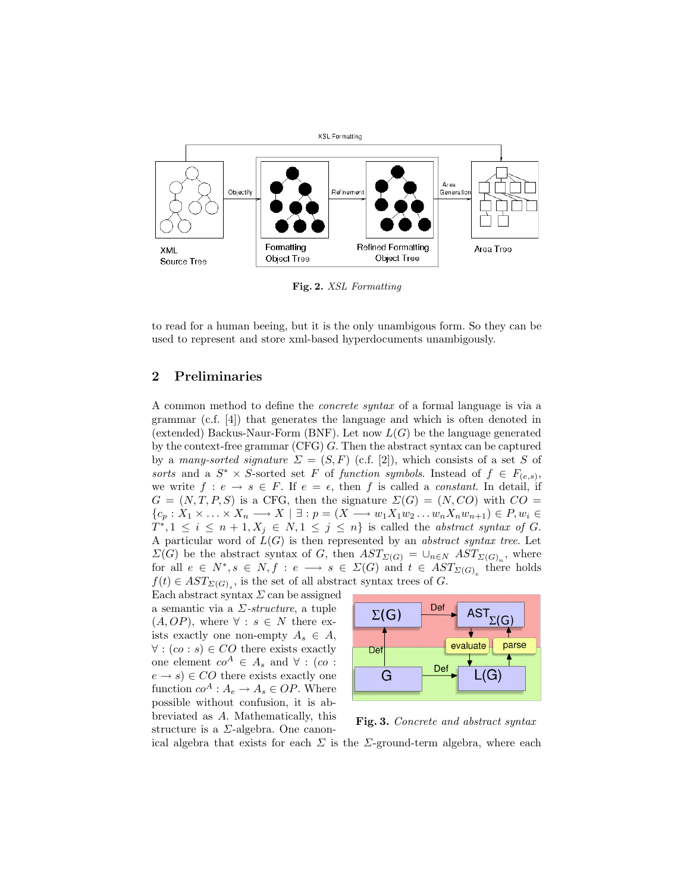Fig. 2. *XSL Formatting*

to read for a human beeing, but it is the only unambigous form. So they can be used to represent and store xml-based hyperdocuments unambigously.

## 2 Preliminaries

A common method to define the *concrete syntax* of a formal language is via a grammar (c.f. [4]) that generates the language and which is often denoted in (extended) Backus-Naur-Form (BNF). Let now $L(G)$ be the language generated by the context-free grammar (CFG) $G$. Then the abstract syntax can be captured by a *many-sorted signature* $\Sigma = (S, F)$ (c.f. [2]), which consists of a set $S$ of *sorts* and a $S^* \times S$-sorted set $F$ of *function symbols*. Instead of $f \in F_{(e,s)}$, we write $f : e \to s \in F$. If $e = \epsilon$, then $f$ is called a *constant*. In detail, if $G = (N, T, P, S)$ is a CFG, then the signature $\Sigma(G) = (N, CO)$ with $CO = \{c_p : X_1 \times \ldots \times X_n \longrightarrow X \mid \exists : p = (X \longrightarrow w_1 X_1 w_2 \ldots w_n X_n w_{n+1}) \in P, w_i \in T^*, 1 \leq i \leq n+1, X_j \in N, 1 \leq j \leq n\}$ is called the *abstract syntax of* $G$. A particular word of $L(G)$ is then represented by an *abstract syntax tree*. Let $\Sigma(G)$ be the abstract syntax of $G$, then $AST_{\Sigma(G)} = \cup_{n \in N} AST_{\Sigma(G)_n}$, where for all $e \in N^*, s \in N, f : e \longrightarrow s \in \Sigma(G)$ and $t \in AST_{\Sigma(G)_e}$ there holds $f(t) \in AST_{\Sigma(G)_s}$, is the set of all abstract syntax trees of $G$.

Fig. 3. *Concrete and abstract syntax*

Each abstract syntax $\Sigma$ can be assigned a semantic via a $\Sigma$*-structure*, a tuple $(A, OP)$, where $\forall : s \in N$ there exists exactly one non-empty $A_s \in A$, $\forall : (co : s) \in CO$ there exists exactly one element $co^A \in A_s$ and $\forall : (co : e \to s) \in CO$ there exists exactly one function $co^A : A_e \to A_s \in OP$. Where possible without confusion, it is abbreviated as $A$. Mathematically, this structure is a $\Sigma$-algebra. One canonical algebra that exists for each $\Sigma$ is the $\Sigma$-ground-term algebra, where each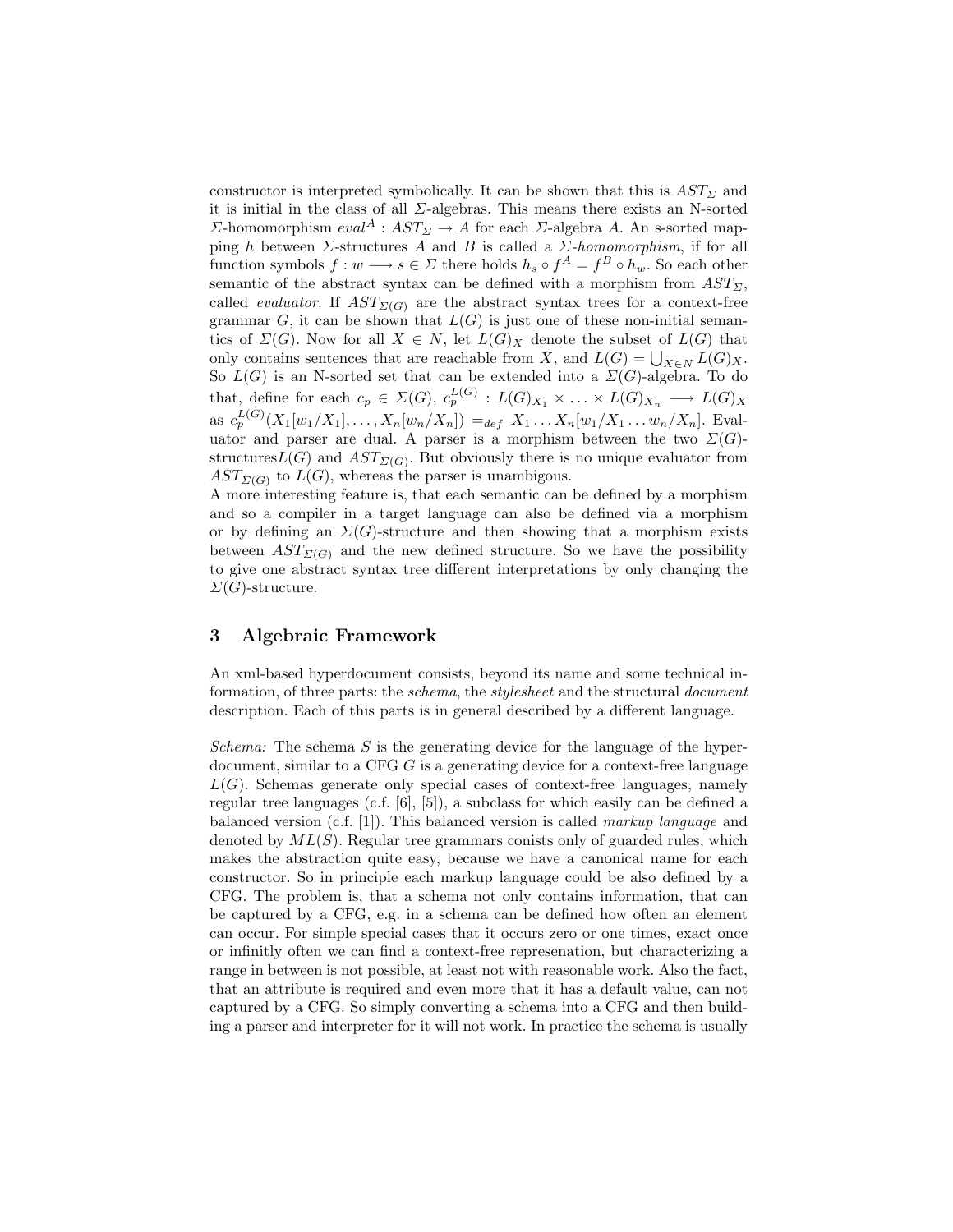constructor is interpreted symbolically. It can be shown that this is $AST_{\Sigma}$ and it is initial in the class of all $\Sigma$-algebras. This means there exists an N-sorted $\Sigma$-homomorphism $eval^A : AST_{\Sigma} \rightarrow A$ for each $\Sigma$-algebra $A$. An s-sorted mapping $h$ between $\Sigma$-structures $A$ and $B$ is called a *$\Sigma$-homomorphism*, if for all function symbols $f : w \longrightarrow s \in \Sigma$ there holds $h_s \circ f^A = f^B \circ h_w$. So each other semantic of the abstract syntax can be defined with a morphism from $AST_{\Sigma}$, called *evaluator*. If $AST_{\Sigma(G)}$ are the abstract syntax trees for a context-free grammar $G$, it can be shown that $L(G)$ is just one of these non-initial semantics of $\Sigma(G)$. Now for all $X \in N$, let $L(G)_X$ denote the subset of $L(G)$ that only contains sentences that are reachable from $X$, and $L(G) = \bigcup_{X \in N} L(G)_X$. So $L(G)$ is an N-sorted set that can be extended into a $\Sigma(G)$-algebra. To do that, define for each $c_p \in \Sigma(G)$, $c_p^{L(G)} : L(G)_{X_1} \times \ldots \times L(G)_{X_n} \longrightarrow L(G)_X$ as $c_p^{L(G)}(X_1[w_1/X_1], \ldots, X_n[w_n/X_n]) =_{def} X_1 \ldots X_n[w_1/X_1 \ldots w_n/X_n]$. Evaluator and parser are dual. A parser is a morphism between the two $\Sigma(G)$-structures$L(G)$ and $AST_{\Sigma(G)}$. But obviously there is no unique evaluator from $AST_{\Sigma(G)}$ to $L(G)$, whereas the parser is unambigous.

A more interesting feature is, that each semantic can be defined by a morphism and so a compiler in a target language can also be defined via a morphism or by defining an $\Sigma(G)$-structure and then showing that a morphism exists between $AST_{\Sigma(G)}$ and the new defined structure. So we have the possibility to give one abstract syntax tree different interpretations by only changing the $\Sigma(G)$-structure.

## 3 Algebraic Framework

An xml-based hyperdocument consists, beyond its name and some technical information, of three parts: the *schema*, the *stylesheet* and the structural *document* description. Each of this parts is in general described by a different language.

*Schema:* The schema $S$ is the generating device for the language of the hyperdocument, similar to a CFG $G$ is a generating device for a context-free language $L(G)$. Schemas generate only special cases of context-free languages, namely regular tree languages (c.f. [6], [5]), a subclass for which easily can be defined a balanced version (c.f. [1]). This balanced version is called *markup language* and denoted by $ML(S)$. Regular tree grammars conists only of guarded rules, which makes the abstraction quite easy, because we have a canonical name for each constructor. So in principle each markup language could be also defined by a CFG. The problem is, that a schema not only contains information, that can be captured by a CFG, e.g. in a schema can be defined how often an element can occur. For simple special cases that it occurs zero or one times, exact once or infinitly often we can find a context-free represenation, but characterizing a range in between is not possible, at least not with reasonable work. Also the fact, that an attribute is required and even more that it has a default value, can not captured by a CFG. So simply converting a schema into a CFG and then building a parser and interpreter for it will not work. In practice the schema is usually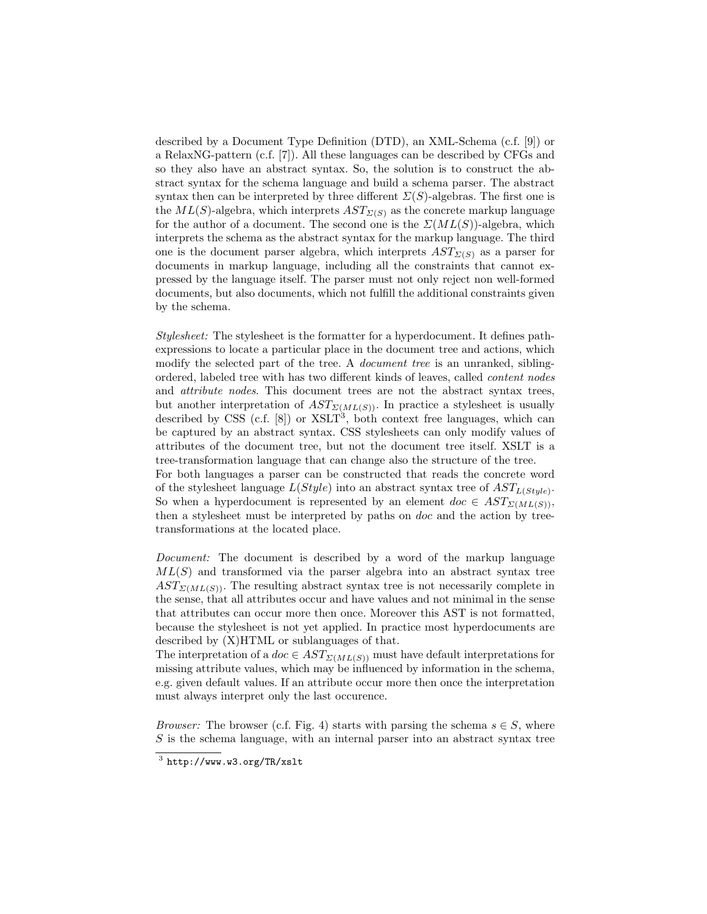described by a Document Type Definition (DTD), an XML-Schema (c.f. [9]) or a RelaxNG-pattern (c.f. [7]). All these languages can be described by CFGs and so they also have an abstract syntax. So, the solution is to construct the abstract syntax for the schema language and build a schema parser. The abstract syntax then can be interpreted by three different $\Sigma(S)$-algebras. The first one is the $ML(S)$-algebra, which interprets $AST_{\Sigma(S)}$ as the concrete markup language for the author of a document. The second one is the $\Sigma(ML(S))$-algebra, which interprets the schema as the abstract syntax for the markup language. The third one is the document parser algebra, which interprets $AST_{\Sigma(S)}$ as a parser for documents in markup language, including all the constraints that cannot expressed by the language itself. The parser must not only reject non well-formed documents, but also documents, which not fulfill the additional constraints given by the schema.

*Stylesheet:* The stylesheet is the formatter for a hyperdocument. It defines path-expressions to locate a particular place in the document tree and actions, which modify the selected part of the tree. A *document tree* is an unranked, sibling-ordered, labeled tree with has two different kinds of leaves, called *content nodes* and *attribute nodes*. This document trees are not the abstract syntax trees, but another interpretation of $AST_{\Sigma(ML(S))}$. In practice a stylesheet is usually described by CSS (c.f. [8]) or XSLT[3], both context free languages, which can be captured by an abstract syntax. CSS stylesheets can only modify values of attributes of the document tree, but not the document tree itself. XSLT is a tree-transformation language that can change also the structure of the tree.
For both languages a parser can be constructed that reads the concrete word of the stylesheet language $L(Style)$ into an abstract syntax tree of $AST_{L(Style)}$. So when a hyperdocument is represented by an element $doc \in AST_{\Sigma(ML(S))}$, then a stylesheet must be interpreted by paths on *doc* and the action by tree-transformations at the located place.

*Document:* The document is described by a word of the markup language $ML(S)$ and transformed via the parser algebra into an abstract syntax tree $AST_{\Sigma(ML(S))}$. The resulting abstract syntax tree is not necessarily complete in the sense, that all attributes occur and have values and not minimal in the sense that attributes can occur more then once. Moreover this AST is not formatted, because the stylesheet is not yet applied. In practice most hyperdocuments are described by (X)HTML or sublanguages of that.
The interpretation of a $doc \in AST_{\Sigma(ML(S))}$ must have default interpretations for missing attribute values, which may be influenced by information in the schema, e.g. given default values. If an attribute occur more then once the interpretation must always interpret only the last occurence.

*Browser:* The browser (c.f. Fig. 4) starts with parsing the schema $s \in S$, where $S$ is the schema language, with an internal parser into an abstract syntax tree

[3] http://www.w3.org/TR/xslt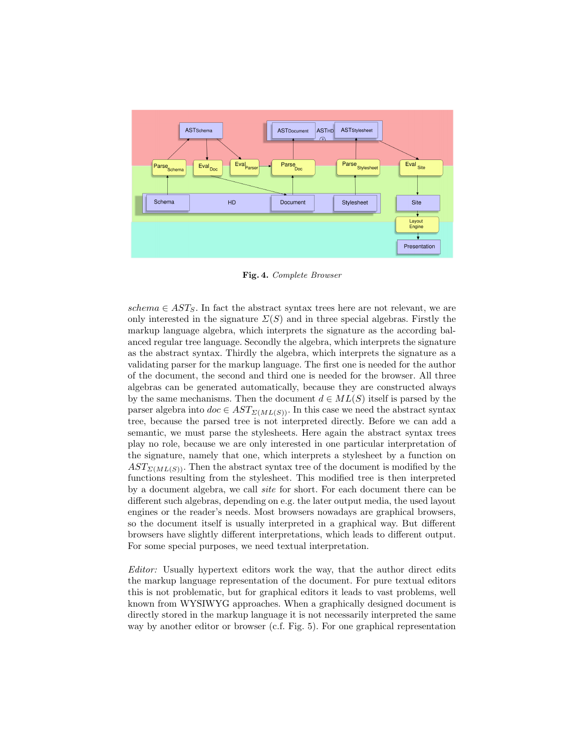**Fig. 4.** *Complete Browser*

*schema* $\in AST_S$. In fact the abstract syntax trees here are not relevant, we are only interested in the signature $\Sigma(S)$ and in three special algebras. Firstly the markup language algebra, which interprets the signature as the according balanced regular tree language. Secondly the algebra, which interprets the signature as the abstract syntax. Thirdly the algebra, which interprets the signature as a validating parser for the markup language. The first one is needed for the author of the document, the second and third one is needed for the browser. All three algebras can be generated automatically, because they are constructed always by the same mechanisms. Then the document $d \in ML(S)$ itself is parsed by the parser algebra into $doc \in AST_{\Sigma(ML(S))}$. In this case we need the abstract syntax tree, because the parsed tree is not interpreted directly. Before we can add a semantic, we must parse the stylesheets. Here again the abstract syntax trees play no role, because we are only interested in one particular interpretation of the signature, namely that one, which interprets a stylesheet by a function on $AST_{\Sigma(ML(S))}$. Then the abstract syntax tree of the document is modified by the functions resulting from the stylesheet. This modified tree is then interpreted by a document algebra, we call *site* for short. For each document there can be different such algebras, depending on e.g. the later output media, the used layout engines or the reader's needs. Most browsers nowadays are graphical browsers, so the document itself is usually interpreted in a graphical way. But different browsers have slightly different interpretations, which leads to different output. For some special purposes, we need textual interpretation.

*Editor:* Usually hypertext editors work the way, that the author direct edits the markup language representation of the document. For pure textual editors this is not problematic, but for graphical editors it leads to vast problems, well known from WYSIWYG approaches. When a graphically designed document is directly stored in the markup language it is not necessarily interpreted the same way by another editor or browser (c.f. Fig. 5). For one graphical representation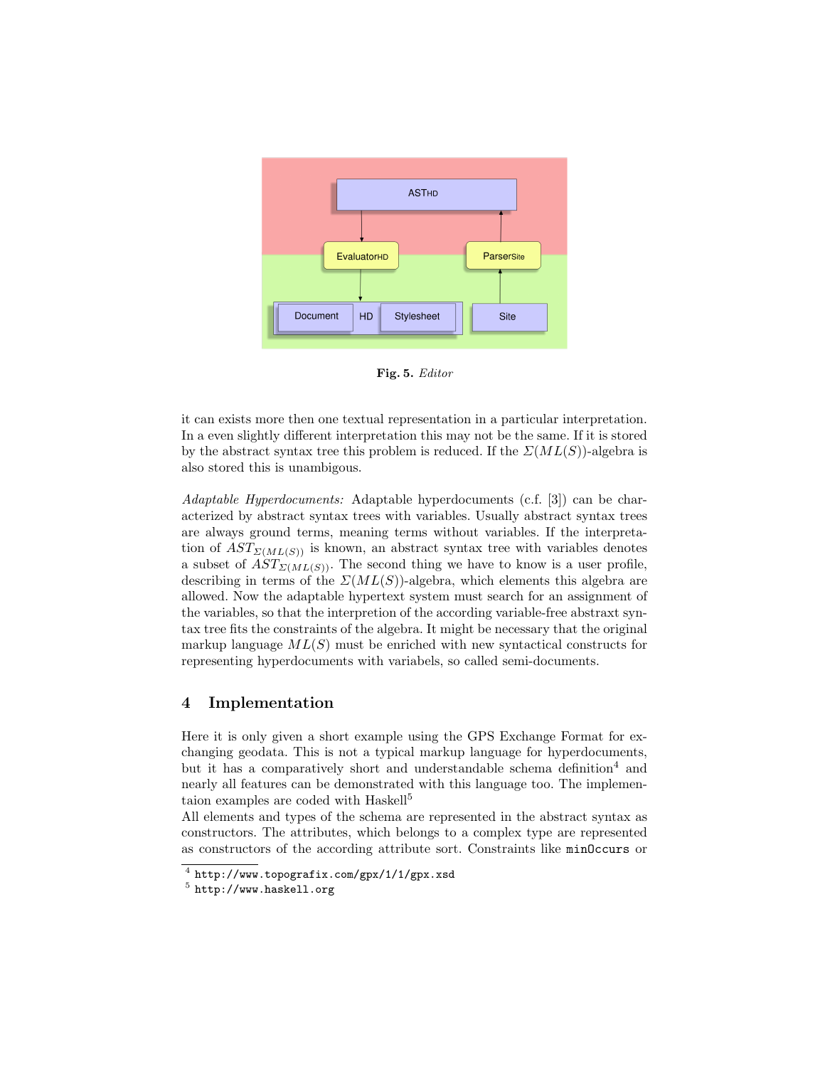**Fig. 5.** *Editor*

it can exists more then one textual representation in a particular interpretation. In a even slightly different interpretation this may not be the same. If it is stored by the abstract syntax tree this problem is reduced. If the $\Sigma(ML(S))$-algebra is also stored this is unambigous.

*Adaptable Hyperdocuments:* Adaptable hyperdocuments (c.f. [3]) can be characterized by abstract syntax trees with variables. Usually abstract syntax trees are always ground terms, meaning terms without variables. If the interpretation of $AST_{\Sigma(ML(S))}$ is known, an abstract syntax tree with variables denotes a subset of $AST_{\Sigma(ML(S))}$. The second thing we have to know is a user profile, describing in terms of the $\Sigma(ML(S))$-algebra, which elements this algebra are allowed. Now the adaptable hypertext system must search for an assignment of the variables, so that the interpretion of the according variable-free abstraxt syntax tree fits the constraints of the algebra. It might be necessary that the original markup language $ML(S)$ must be enriched with new syntactical constructs for representing hyperdocuments with variabels, so called semi-documents.

## 4 Implementation

Here it is only given a short example using the GPS Exchange Format for exchanging geodata. This is not a typical markup language for hyperdocuments, but it has a comparatively short and understandable schema definition[4] and nearly all features can be demonstrated with this language too. The implementaion examples are coded with Haskell[5]
All elements and types of the schema are represented in the abstract syntax as constructors. The attributes, which belongs to a complex type are represented as constructors of the according attribute sort. Constraints like `minOccurs` or

[4] `http://www.topografix.com/gpx/1/1/gpx.xsd`
[5] `http://www.haskell.org`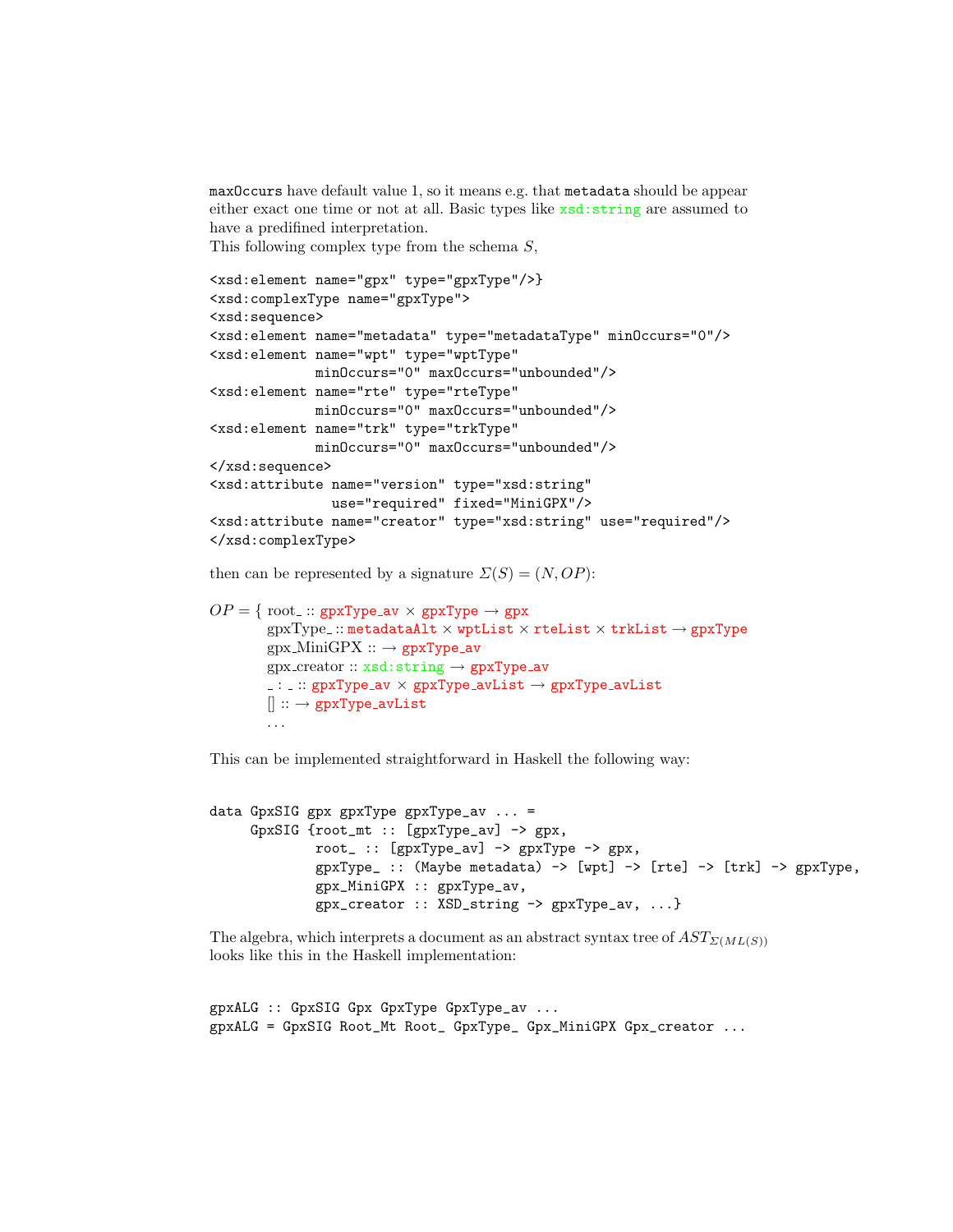maxOccurs have default value 1, so it means e.g. that metadata should be appear either exact one time or not at all. Basic types like xsd:string are assumed to have a predifined interpretation.
This following complex type from the schema $S$,

```
<xsd:element name="gpx" type="gpxType"/>}
<xsd:complexType name="gpxType">
<xsd:sequence>
<xsd:element name="metadata" type="metadataType" minOccurs="0"/>
<xsd:element name="wpt" type="wptType"
            minOccurs="0" maxOccurs="unbounded"/>
<xsd:element name="rte" type="rteType"
            minOccurs="0" maxOccurs="unbounded"/>
<xsd:element name="trk" type="trkType"
            minOccurs="0" maxOccurs="unbounded"/>
</xsd:sequence>
<xsd:attribute name="version" type="xsd:string"
              use="required" fixed="MiniGPX"/>
<xsd:attribute name="creator" type="xsd:string" use="required"/>
</xsd:complexType>
```

then can be represented by a signature $\Sigma(S) = (N, OP)$:

$OP = \{$ root_ :: gpxType_av $\times$ gpxType $\rightarrow$ gpx
gpxType_ :: metadataAlt $\times$ wptList $\times$ rteList $\times$ trkList $\rightarrow$ gpxType
gpx_MiniGPX :: $\rightarrow$ gpxType_av
gpx_creator :: xsd:string $\rightarrow$ gpxType_av
_ : _ :: gpxType_av $\times$ gpxType_avList $\rightarrow$ gpxType_avList
[] :: $\rightarrow$ gpxType_avList
...

This can be implemented straightforward in Haskell the following way:

```
data GpxSIG gpx gpxType gpxType_av ... =
     GpxSIG {root_mt :: [gpxType_av] -> gpx,
             root_ :: [gpxType_av] -> gpxType -> gpx,
             gpxType_ :: (Maybe metadata) -> [wpt] -> [rte] -> [trk] -> gpxType,
             gpx_MiniGPX :: gpxType_av,
             gpx_creator :: XSD_string -> gpxType_av, ...}
```

The algebra, which interprets a document as an abstract syntax tree of $AST_{\Sigma(ML(S))}$ looks like this in the Haskell implementation:

```
gpxALG :: GpxSIG Gpx GpxType GpxType_av ...
gpxALG = GpxSIG Root_Mt Root_ GpxType_ Gpx_MiniGPX Gpx_creator ...
```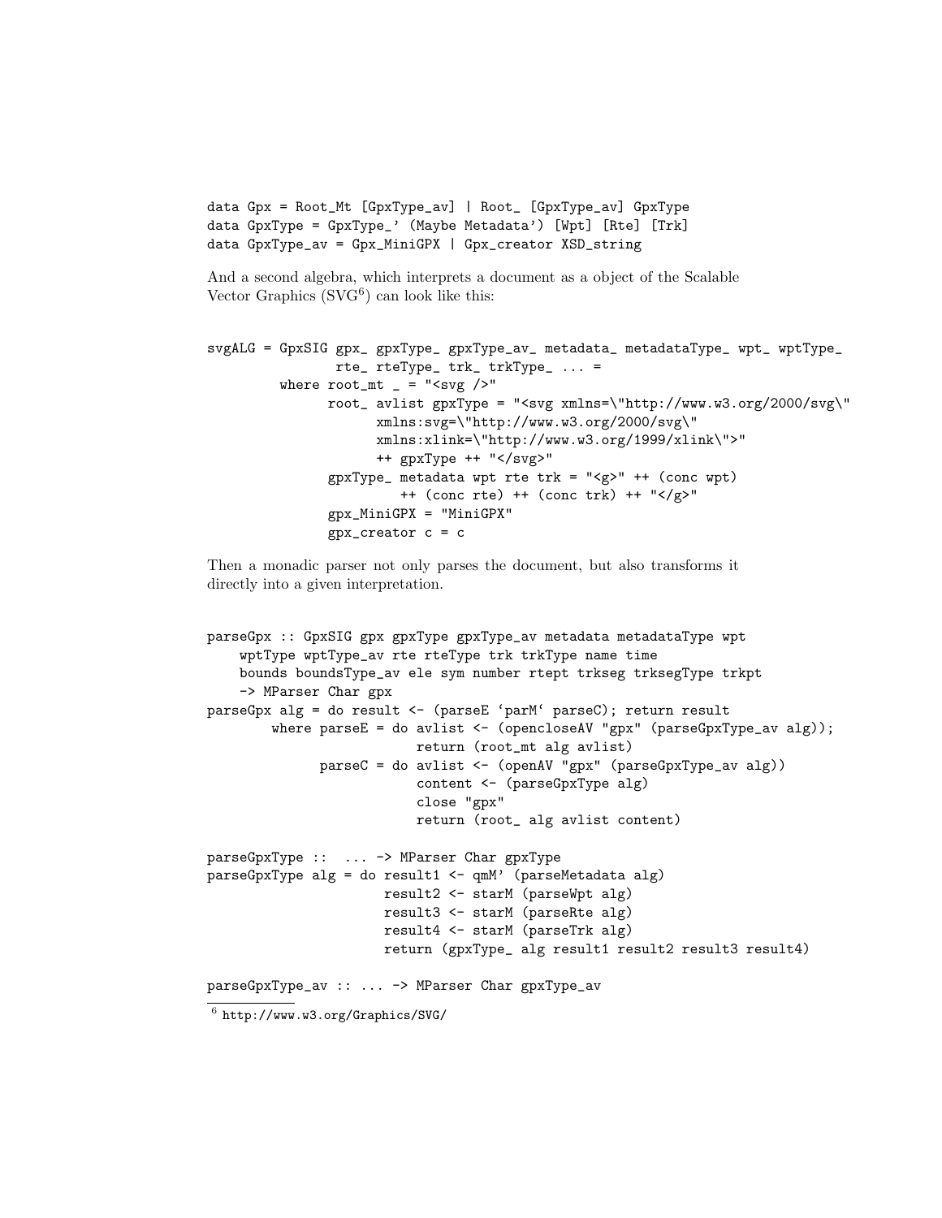```
data Gpx = Root_Mt [GpxType_av] | Root_ [GpxType_av] GpxType
data GpxType = GpxType_' (Maybe Metadata') [Wpt] [Rte] [Trk]
data GpxType_av = Gpx_MiniGPX | Gpx_creator XSD_string
```

And a second algebra, which interprets a document as a object of the Scalable Vector Graphics (SVG[6]) can look like this:

```
svgALG = GpxSIG gpx_ gpxType_ gpxType_av_ metadata_ metadataType_ wpt_ wptType_
               rte_ rteType_ trk_ trkType_ ... =
         where root_mt _ = "<svg />"
               root_ avlist gpxType = "<svg xmlns=\"http://www.w3.org/2000/svg\"
                     xmlns:svg=\"http://www.w3.org/2000/svg\"
                     xmlns:xlink=\"http://www.w3.org/1999/xlink\">"
                     ++ gpxType ++ "</svg>"
               gpxType_ metadata wpt rte trk = "<g>" ++ (conc wpt)
                        ++ (conc rte) ++ (conc trk) ++ "</g>"
               gpx_MiniGPX = "MiniGPX"
               gpx_creator c = c
```

Then a monadic parser not only parses the document, but also transforms it directly into a given interpretation.

```
parseGpx :: GpxSIG gpx gpxType gpxType_av metadata metadataType wpt
    wptType wptType_av rte rteType trk trkType name time
    bounds boundsType_av ele sym number rtept trkseg trksegType trkpt
    -> MParser Char gpx
parseGpx alg = do result <- (parseE `parM` parseC); return result
        where parseE = do avlist <- (opencloseAV "gpx" (parseGpxType_av alg));
                          return (root_mt alg avlist)
              parseC = do avlist <- (openAV "gpx" (parseGpxType_av alg))
                          content <- (parseGpxType alg)
                          close "gpx"
                          return (root_ alg avlist content)

parseGpxType ::  ... -> MParser Char gpxType
parseGpxType alg = do result1 <- qmM' (parseMetadata alg)
                      result2 <- starM (parseWpt alg)
                      result3 <- starM (parseRte alg)
                      result4 <- starM (parseTrk alg)
                      return (gpxType_ alg result1 result2 result3 result4)

parseGpxType_av :: ... -> MParser Char gpxType_av
```

[6] http://www.w3.org/Graphics/SVG/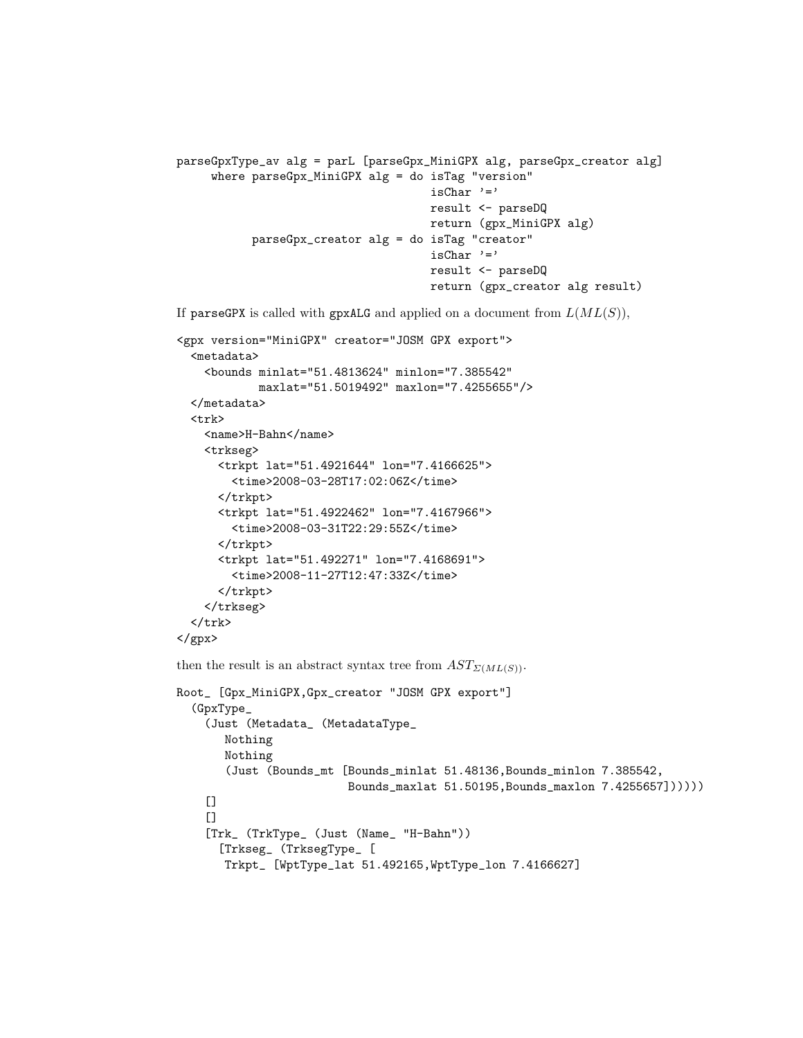```
parseGpxType_av alg = parL [parseGpx_MiniGPX alg, parseGpx_creator alg]
     where parseGpx_MiniGPX alg = do isTag "version"
                                     isChar '='
                                     result <- parseDQ
                                     return (gpx_MiniGPX alg)
           parseGpx_creator alg = do isTag "creator"
                                     isChar '='
                                     result <- parseDQ
                                     return (gpx_creator alg result)
```

If parseGPX is called with gpxALG and applied on a document from $L(ML(S))$,

```
<gpx version="MiniGPX" creator="JOSM GPX export">
  <metadata>
    <bounds minlat="51.4813624" minlon="7.385542"
            maxlat="51.5019492" maxlon="7.4255655"/>
  </metadata>
  <trk>
    <name>H-Bahn</name>
    <trkseg>
      <trkpt lat="51.4921644" lon="7.4166625">
        <time>2008-03-28T17:02:06Z</time>
      </trkpt>
      <trkpt lat="51.4922462" lon="7.4167966">
        <time>2008-03-31T22:29:55Z</time>
      </trkpt>
      <trkpt lat="51.492271" lon="7.4168691">
        <time>2008-11-27T12:47:33Z</time>
      </trkpt>
    </trkseg>
  </trk>
</gpx>
```

then the result is an abstract syntax tree from $AST_{\Sigma(ML(S))}$.

```
Root_ [Gpx_MiniGPX,Gpx_creator "JOSM GPX export"]
  (GpxType_
    (Just (Metadata_ (MetadataType_
       Nothing
       Nothing
       (Just (Bounds_mt [Bounds_minlat 51.48136,Bounds_minlon 7.385542,
                        Bounds_maxlat 51.50195,Bounds_maxlon 7.4255657])))))
    []
    []
    [Trk_ (TrkType_ (Just (Name_ "H-Bahn"))
      [Trkseg_ (TrksegType_ [
       Trkpt_ [WptType_lat 51.492165,WptType_lon 7.4166627]
```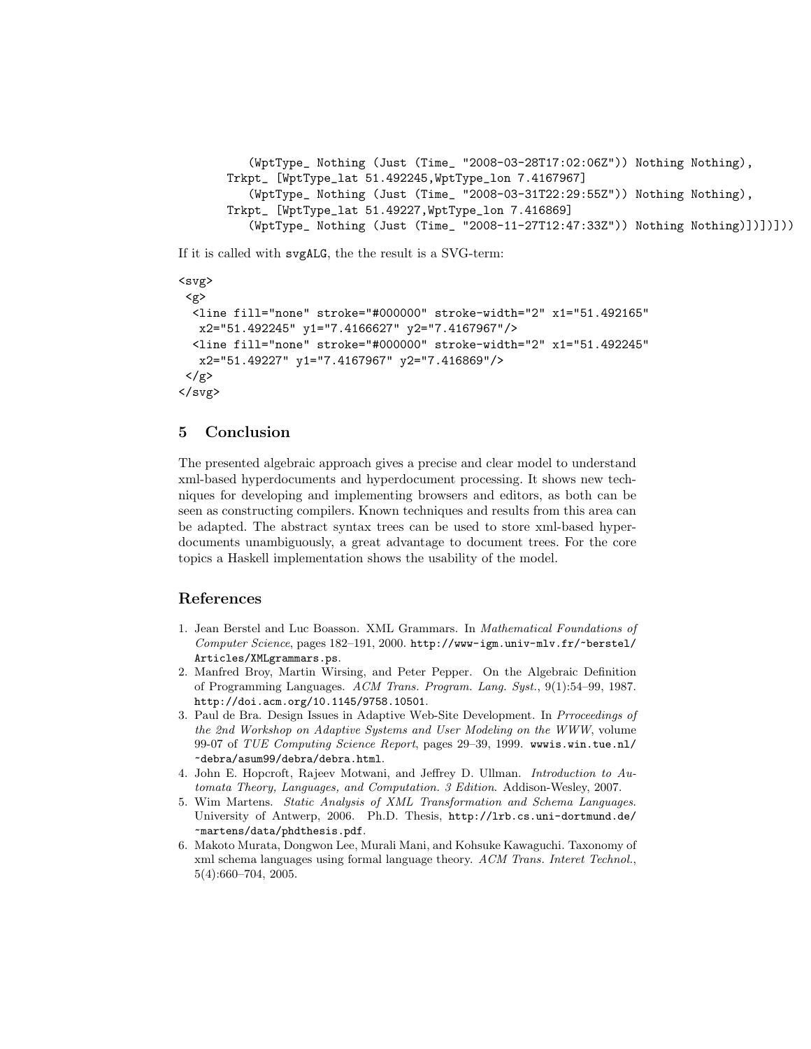```
        (WptType_ Nothing (Just (Time_ "2008-03-28T17:02:06Z")) Nothing Nothing),
      Trkpt_ [WptType_lat 51.492245,WptType_lon 7.4167967]
        (WptType_ Nothing (Just (Time_ "2008-03-31T22:29:55Z")) Nothing Nothing),
      Trkpt_ [WptType_lat 51.49227,WptType_lon 7.416869]
        (WptType_ Nothing (Just (Time_ "2008-11-27T12:47:33Z")) Nothing Nothing)])])]))
```

If it is called with svgALG, the the result is a SVG-term:

```
<svg>
 <g>
  <line fill="none" stroke="#000000" stroke-width="2" x1="51.492165"
   x2="51.492245" y1="7.4166627" y2="7.4167967"/>
  <line fill="none" stroke="#000000" stroke-width="2" x1="51.492245"
   x2="51.49227" y1="7.4167967" y2="7.416869"/>
 </g>
</svg>
```

## 5 Conclusion

The presented algebraic approach gives a precise and clear model to understand xml-based hyperdocuments and hyperdocument processing. It shows new techniques for developing and implementing browsers and editors, as both can be seen as constructing compilers. Known techniques and results from this area can be adapted. The abstract syntax trees can be used to store xml-based hyperdocuments unambiguously, a great advantage to document trees. For the core topics a Haskell implementation shows the usability of the model.

## References

1. Jean Berstel and Luc Boasson. XML Grammars. In *Mathematical Foundations of Computer Science*, pages 182–191, 2000. http://www-igm.univ-mlv.fr/~berstel/Articles/XMLgrammars.ps.
2. Manfred Broy, Martin Wirsing, and Peter Pepper. On the Algebraic Definition of Programming Languages. *ACM Trans. Program. Lang. Syst.*, 9(1):54–99, 1987. http://doi.acm.org/10.1145/9758.10501.
3. Paul de Bra. Design Issues in Adaptive Web-Site Development. In *Prroceedings of the 2nd Workshop on Adaptive Systems and User Modeling on the WWW*, volume 99-07 of *TUE Computing Science Report*, pages 29–39, 1999. wwwis.win.tue.nl/~debra/asum99/debra/debra.html.
4. John E. Hopcroft, Rajeev Motwani, and Jeffrey D. Ullman. *Introduction to Automata Theory, Languages, and Computation. 3 Edition*. Addison-Wesley, 2007.
5. Wim Martens. *Static Analysis of XML Transformation and Schema Languages*. University of Antwerp, 2006. Ph.D. Thesis, http://lrb.cs.uni-dortmund.de/~martens/data/phdthesis.pdf.
6. Makoto Murata, Dongwon Lee, Murali Mani, and Kohsuke Kawaguchi. Taxonomy of xml schema languages using formal language theory. *ACM Trans. Interet Technol.*, 5(4):660–704, 2005.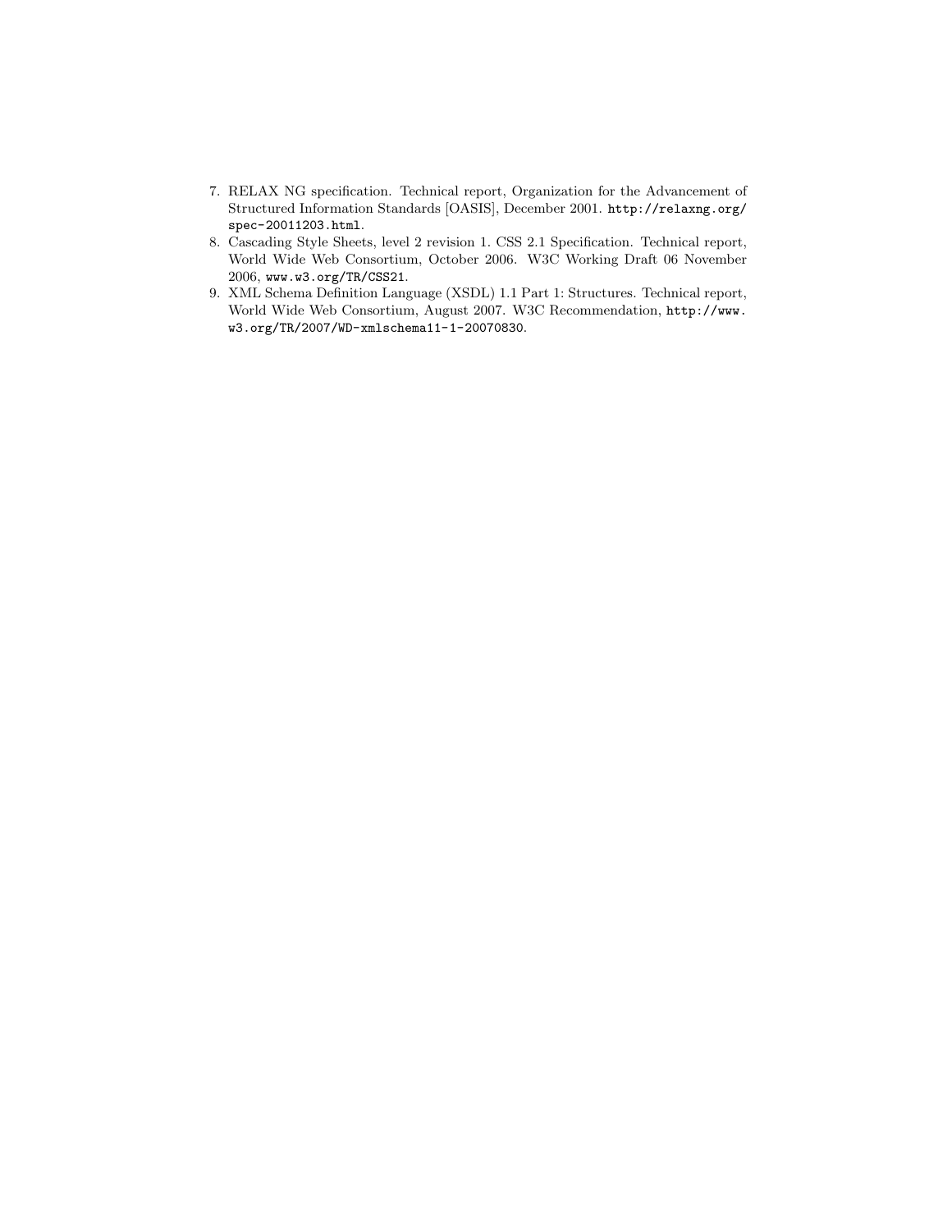7. RELAX NG specification. Technical report, Organization for the Advancement of Structured Information Standards [OASIS], December 2001. `http://relaxng.org/spec-20011203.html`.
8. Cascading Style Sheets, level 2 revision 1. CSS 2.1 Specification. Technical report, World Wide Web Consortium, October 2006. W3C Working Draft 06 November 2006, `www.w3.org/TR/CSS21`.
9. XML Schema Definition Language (XSDL) 1.1 Part 1: Structures. Technical report, World Wide Web Consortium, August 2007. W3C Recommendation, `http://www.w3.org/TR/2007/WD-xmlschema11-1-20070830`.